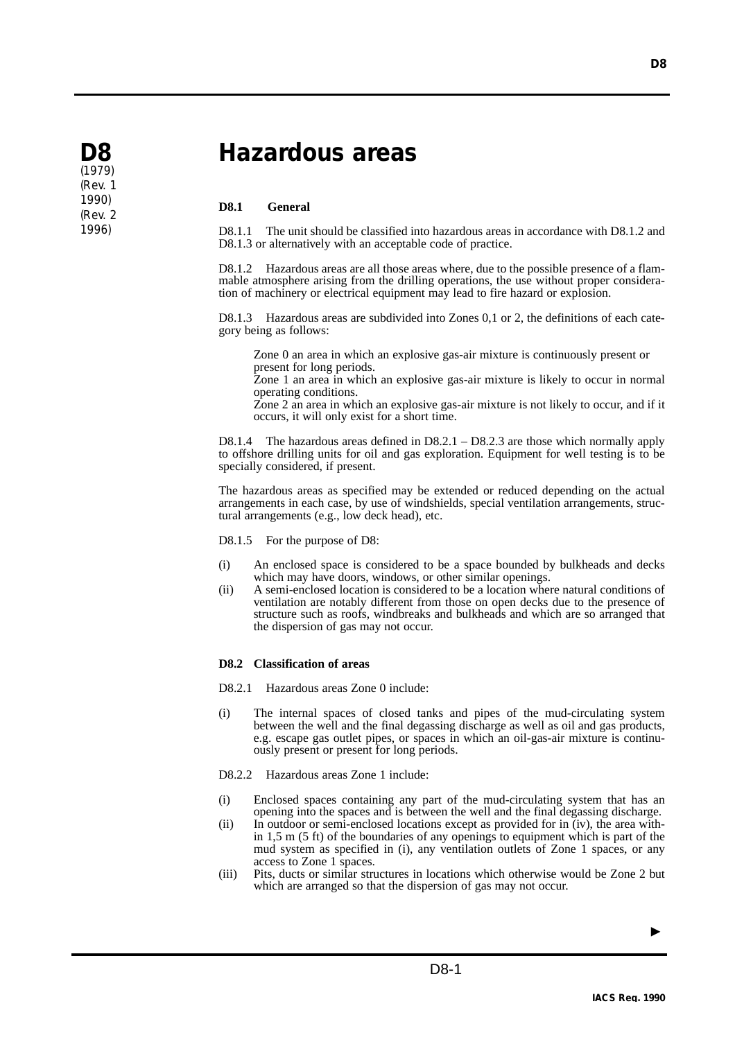# D8 Hazardous areas

(1979)
(Rev. 1 1990)
(Rev. 2 1996)

**D8.1 General**

D8.1.1 The unit should be classified into hazardous areas in accordance with D8.1.2 and D8.1.3 or alternatively with an acceptable code of practice.

D8.1.2 Hazardous areas are all those areas where, due to the possible presence of a flammable atmosphere arising from the drilling operations, the use without proper consideration of machinery or electrical equipment may lead to fire hazard or explosion.

D8.1.3 Hazardous areas are subdivided into Zones 0,1 or 2, the definitions of each category being as follows:

Zone 0 an area in which an explosive gas-air mixture is continuously present or present for long periods.
Zone 1 an area in which an explosive gas-air mixture is likely to occur in normal operating conditions.
Zone 2 an area in which an explosive gas-air mixture is not likely to occur, and if it occurs, it will only exist for a short time.

D8.1.4 The hazardous areas defined in D8.2.1 – D8.2.3 are those which normally apply to offshore drilling units for oil and gas exploration. Equipment for well testing is to be specially considered, if present.

The hazardous areas as specified may be extended or reduced depending on the actual arrangements in each case, by use of windshields, special ventilation arrangements, structural arrangements (e.g., low deck head), etc.

D8.1.5 For the purpose of D8:

(i) An enclosed space is considered to be a space bounded by bulkheads and decks which may have doors, windows, or other similar openings.
(ii) A semi-enclosed location is considered to be a location where natural conditions of ventilation are notably different from those on open decks due to the presence of structure such as roofs, windbreaks and bulkheads and which are so arranged that the dispersion of gas may not occur.

**D8.2 Classification of areas**

D8.2.1 Hazardous areas Zone 0 include:

(i) The internal spaces of closed tanks and pipes of the mud-circulating system between the well and the final degassing discharge as well as oil and gas products, e.g. escape gas outlet pipes, or spaces in which an oil-gas-air mixture is continuously present or present for long periods.

D8.2.2 Hazardous areas Zone 1 include:

(i) Enclosed spaces containing any part of the mud-circulating system that has an opening into the spaces and is between the well and the final degassing discharge.
(ii) In outdoor or semi-enclosed locations except as provided for in (iv), the area within 1,5 m (5 ft) of the boundaries of any openings to equipment which is part of the mud system as specified in (i), any ventilation outlets of Zone 1 spaces, or any access to Zone 1 spaces.
(iii) Pits, ducts or similar structures in locations which otherwise would be Zone 2 but which are arranged so that the dispersion of gas may not occur.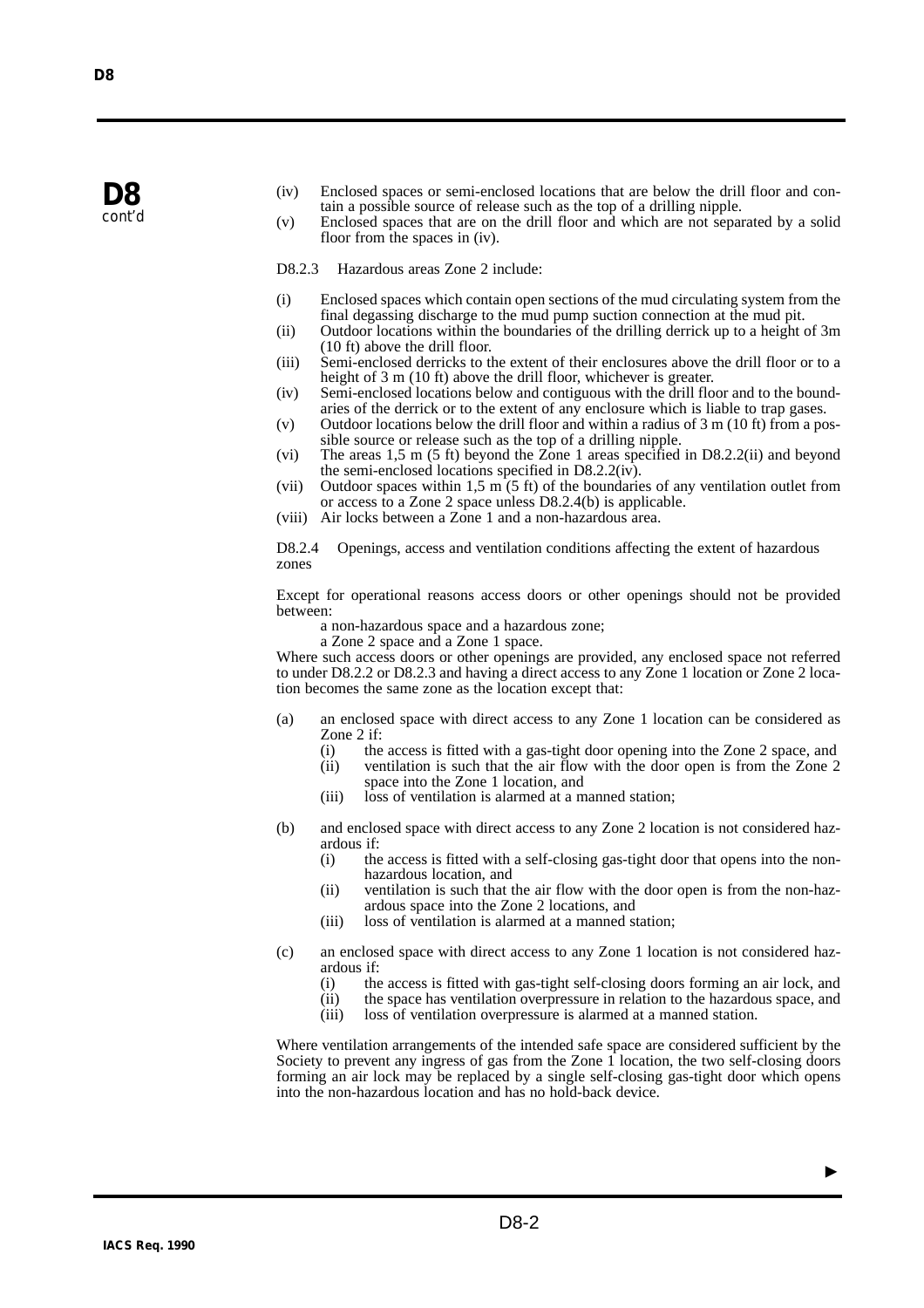**D8**
*cont'd*

(iv) Enclosed spaces or semi-enclosed locations that are below the drill floor and contain a possible source of release such as the top of a drilling nipple.

(v) Enclosed spaces that are on the drill floor and which are not separated by a solid floor from the spaces in (iv).

D8.2.3 Hazardous areas Zone 2 include:

(i) Enclosed spaces which contain open sections of the mud circulating system from the final degassing discharge to the mud pump suction connection at the mud pit.

(ii) Outdoor locations within the boundaries of the drilling derrick up to a height of 3m (10 ft) above the drill floor.

(iii) Semi-enclosed derricks to the extent of their enclosures above the drill floor or to a height of 3 m (10 ft) above the drill floor, whichever is greater.

(iv) Semi-enclosed locations below and contiguous with the drill floor and to the boundaries of the derrick or to the extent of any enclosure which is liable to trap gases.

(v) Outdoor locations below the drill floor and within a radius of 3 m (10 ft) from a possible source or release such as the top of a drilling nipple.

(vi) The areas 1,5 m (5 ft) beyond the Zone 1 areas specified in D8.2.2(ii) and beyond the semi-enclosed locations specified in D8.2.2(iv).

(vii) Outdoor spaces within 1,5 m (5 ft) of the boundaries of any ventilation outlet from or access to a Zone 2 space unless D8.2.4(b) is applicable.

(viii) Air locks between a Zone 1 and a non-hazardous area.

D8.2.4 Openings, access and ventilation conditions affecting the extent of hazardous zones

Except for operational reasons access doors or other openings should not be provided between:

a non-hazardous space and a hazardous zone;

a Zone 2 space and a Zone 1 space.

Where such access doors or other openings are provided, any enclosed space not referred to under D8.2.2 or D8.2.3 and having a direct access to any Zone 1 location or Zone 2 location becomes the same zone as the location except that:

(a) an enclosed space with direct access to any Zone 1 location can be considered as Zone 2 if:

  (i) the access is fitted with a gas-tight door opening into the Zone 2 space, and
  (ii) ventilation is such that the air flow with the door open is from the Zone 2 space into the Zone 1 location, and
  (iii) loss of ventilation is alarmed at a manned station;

(b) and enclosed space with direct access to any Zone 2 location is not considered hazardous if:

  (i) the access is fitted with a self-closing gas-tight door that opens into the non-hazardous location, and
  (ii) ventilation is such that the air flow with the door open is from the non-hazardous space into the Zone 2 locations, and
  (iii) loss of ventilation is alarmed at a manned station;

(c) an enclosed space with direct access to any Zone 1 location is not considered hazardous if:

  (i) the access is fitted with gas-tight self-closing doors forming an air lock, and
  (ii) the space has ventilation overpressure in relation to the hazardous space, and
  (iii) loss of ventilation overpressure is alarmed at a manned station.

Where ventilation arrangements of the intended safe space are considered sufficient by the Society to prevent any ingress of gas from the Zone 1 location, the two self-closing doors forming an air lock may be replaced by a single self-closing gas-tight door which opens into the non-hazardous location and has no hold-back device.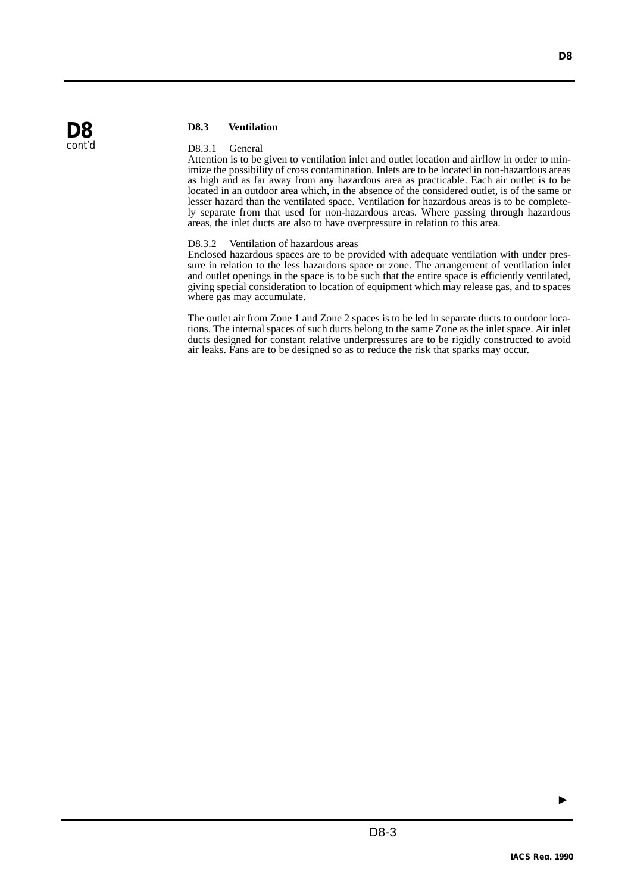### D8.3 Ventilation

D8.3.1 General

Attention is to be given to ventilation inlet and outlet location and airflow in order to minimize the possibility of cross contamination. Inlets are to be located in non-hazardous areas as high and as far away from any hazardous area as practicable. Each air outlet is to be located in an outdoor area which, in the absence of the considered outlet, is of the same or lesser hazard than the ventilated space. Ventilation for hazardous areas is to be completely separate from that used for non-hazardous areas. Where passing through hazardous areas, the inlet ducts are also to have overpressure in relation to this area.

D8.3.2 Ventilation of hazardous areas

Enclosed hazardous spaces are to be provided with adequate ventilation with under pressure in relation to the less hazardous space or zone. The arrangement of ventilation inlet and outlet openings in the space is to be such that the entire space is efficiently ventilated, giving special consideration to location of equipment which may release gas, and to spaces where gas may accumulate.

The outlet air from Zone 1 and Zone 2 spaces is to be led in separate ducts to outdoor locations. The internal spaces of such ducts belong to the same Zone as the inlet space. Air inlet ducts designed for constant relative underpressures are to be rigidly constructed to avoid air leaks. Fans are to be designed so as to reduce the risk that sparks may occur.